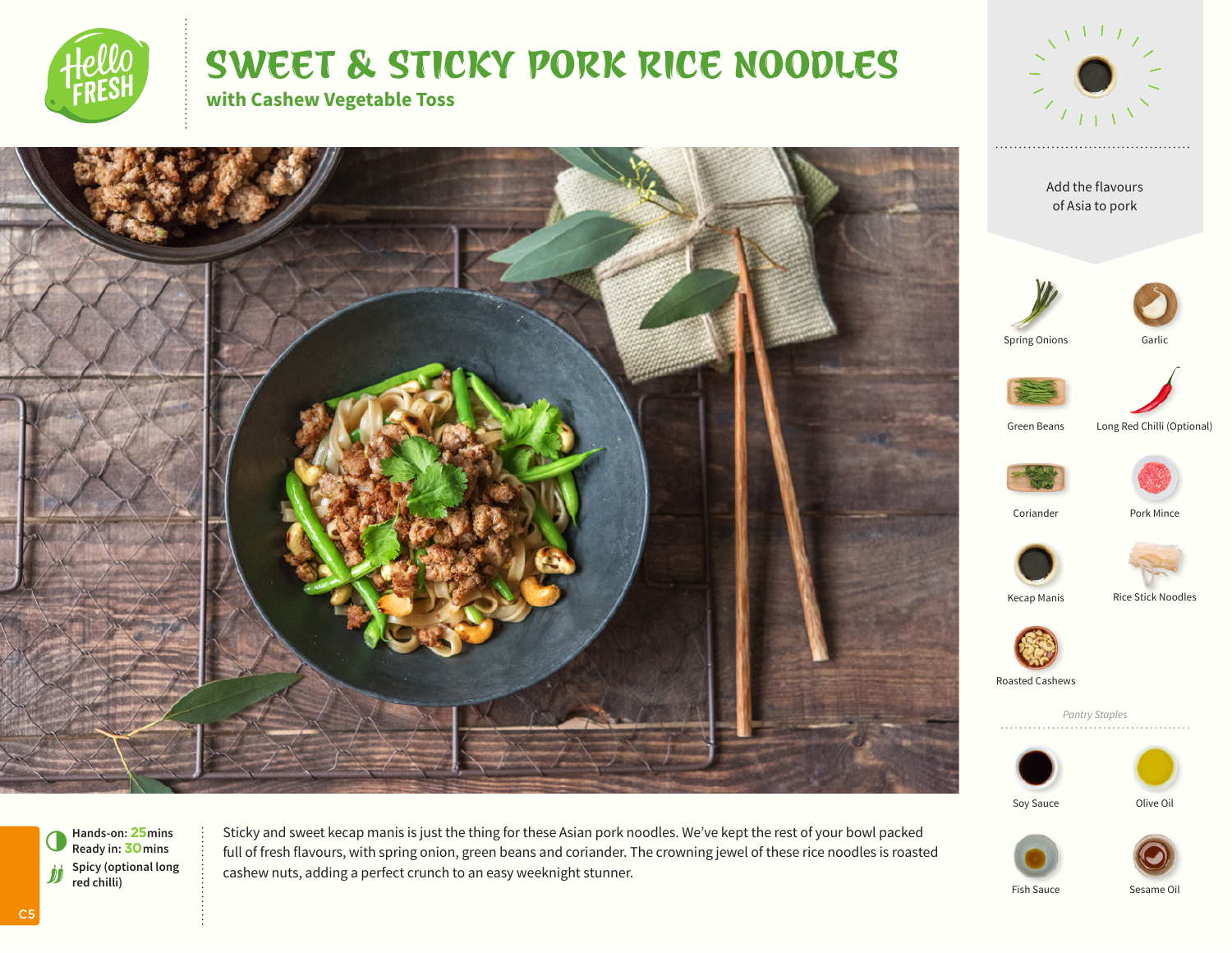# SWEET & STICKY PORK RICE NOODLES

## with Cashew Vegetable Toss

Add the flavours of Asia to pork

- Spring Onions
- Garlic
- Green Beans
- Long Red Chilli (Optional)
- Coriander
- Pork Mince
- Kecap Manis
- Rice Stick Noodles
- Roasted Cashews

*Pantry Staples*

- Soy Sauce
- Olive Oil
- Fish Sauce
- Sesame Oil

**Hands-on:** 25mins
**Ready in:** 30mins
Spicy (optional long red chilli)

Sticky and sweet kecap manis is just the thing for these Asian pork noodles. We've kept the rest of your bowl packed full of fresh flavours, with spring onion, green beans and coriander. The crowning jewel of these rice noodles is roasted cashew nuts, adding a perfect crunch to an easy weeknight stunner.

C5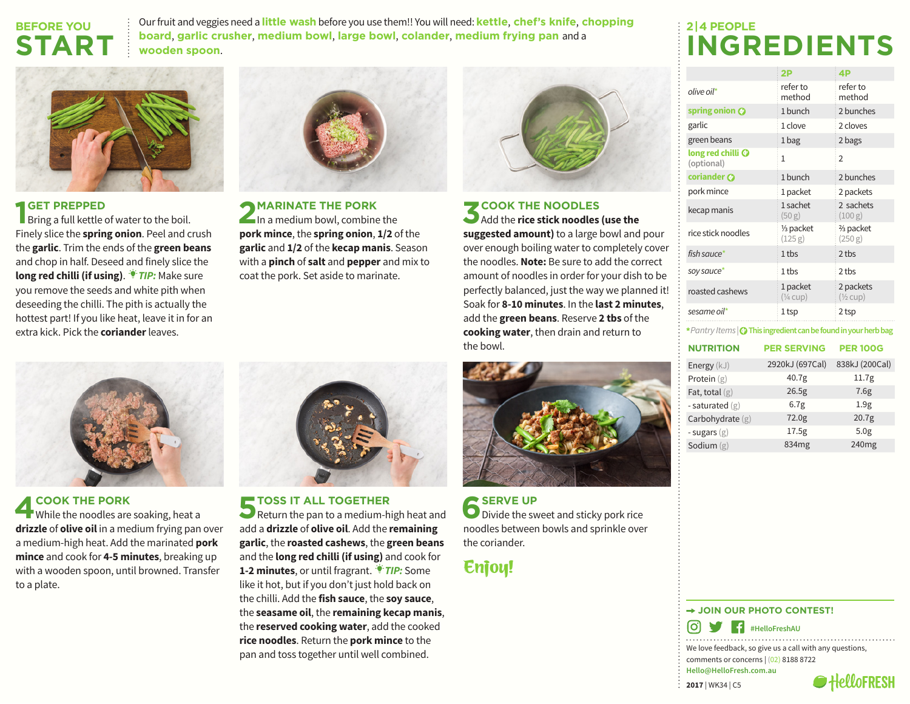## BEFORE YOU START

Our fruit and veggies need a **little wash** before you use them!! You will need: **kettle**, **chef's knife**, **chopping board**, **garlic crusher**, **medium bowl**, **large bowl**, **colander**, **medium frying pan** and a **wooden spoon**.

### 1 GET PREPPED

Bring a full kettle of water to the boil. Finely slice the **spring onion**. Peel and crush the **garlic**. Trim the ends of the **green beans** and chop in half. Deseed and finely slice the **long red chilli (if using)**. *TIP:* Make sure you remove the seeds and white pith when deseeding the chilli. The pith is actually the hottest part! If you like heat, leave it in for an extra kick. Pick the **coriander** leaves.

### 2 MARINATE THE PORK

In a medium bowl, combine the **pork mince**, the **spring onion**, **1/2** of the **garlic** and **1/2** of the **kecap manis**. Season with a **pinch** of **salt** and **pepper** and mix to coat the pork. Set aside to marinate.

### 3 COOK THE NOODLES

Add the **rice stick noodles (use the suggested amount)** to a large bowl and pour over enough boiling water to completely cover the noodles. **Note:** Be sure to add the correct amount of noodles in order for your dish to be perfectly balanced, just the way we planned it! Soak for **8-10 minutes**. In the **last 2 minutes**, add the **green beans**. Reserve **2 tbs** of the **cooking water**, then drain and return to the bowl.

### 4 COOK THE PORK

While the noodles are soaking, heat a **drizzle** of **olive oil** in a medium frying pan over a medium-high heat. Add the marinated **pork mince** and cook for **4-5 minutes**, breaking up with a wooden spoon, until browned. Transfer to a plate.

### 5 TOSS IT ALL TOGETHER

Return the pan to a medium-high heat and add a **drizzle** of **olive oil**. Add the **remaining garlic**, the **roasted cashews**, the **green beans** and the **long red chilli (if using)** and cook for **1-2 minutes**, or until fragrant. *TIP:* Some like it hot, but if you don't just hold back on the chilli. Add the **fish sauce**, the **soy sauce**, the **seasame oil**, the **remaining kecap manis**, the **reserved cooking water**, add the cooked **rice noodles**. Return the **pork mince** to the pan and toss together until well combined.

### 6 SERVE UP

Divide the sweet and sticky pork rice noodles between bowls and sprinkle over the coriander.

**Enjoy!**

## 2|4 PEOPLE INGREDIENTS

| | 2P | 4P |
|---|---|---|
| *olive oil** | refer to method | refer to method |
| spring onion | 1 bunch | 2 bunches |
| garlic | 1 clove | 2 cloves |
| green beans | 1 bag | 2 bags |
| long red chilli (optional) | 1 | 2 |
| coriander | 1 bunch | 2 bunches |
| pork mince | 1 packet | 2 packets |
| kecap manis | 1 sachet (50 g) | 2 sachets (100 g) |
| rice stick noodles | ½ packet (125 g) | ⅔ packet (250 g) |
| *fish sauce** | 1 tbs | 2 tbs |
| *soy sauce** | 1 tbs | 2 tbs |
| roasted cashews | 1 packet (¼ cup) | 2 packets (½ cup) |
| *sesame oil** | 1 tsp | 2 tsp |

*Pantry Items | This ingredient can be found in your herb bag

| NUTRITION | PER SERVING | PER 100G |
|---|---|---|
| Energy (kJ) | 2920kJ (697Cal) | 838kJ (200Cal) |
| Protein (g) | 40.7g | 11.7g |
| Fat, total (g) | 26.5g | 7.6g |
| - saturated (g) | 6.7g | 1.9g |
| Carbohydrate (g) | 72.0g | 20.7g |
| - sugars (g) | 17.5g | 5.0g |
| Sodium (g) | 834mg | 240mg |

→ JOIN OUR PHOTO CONTEST!

#HelloFreshAU

We love feedback, so give us a call with any questions, comments or concerns | (02) 8188 8722
Hello@HelloFresh.com.au

**2017** | WK34 | C5

HelloFRESH